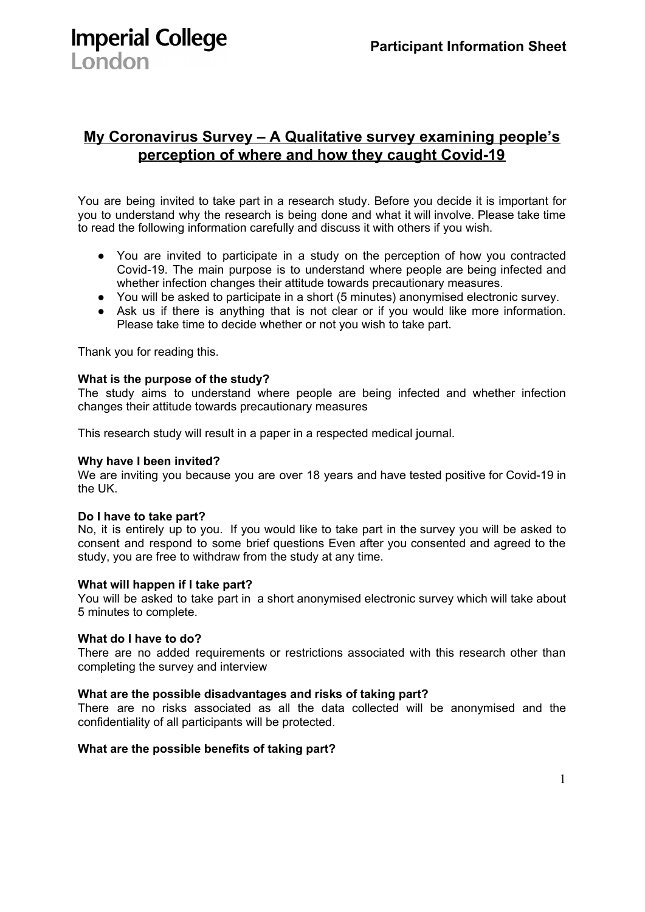Imperial College London

**Participant Information Sheet**

# My Coronavirus Survey – A Qualitative survey examining people's perception of where and how they caught Covid-19

You are being invited to take part in a research study. Before you decide it is important for you to understand why the research is being done and what it will involve. Please take time to read the following information carefully and discuss it with others if you wish.

- You are invited to participate in a study on the perception of how you contracted Covid-19. The main purpose is to understand where people are being infected and whether infection changes their attitude towards precautionary measures.
- You will be asked to participate in a short (5 minutes) anonymised electronic survey.
- Ask us if there is anything that is not clear or if you would like more information. Please take time to decide whether or not you wish to take part.

Thank you for reading this.

**What is the purpose of the study?**
The study aims to understand where people are being infected and whether infection changes their attitude towards precautionary measures

This research study will result in a paper in a respected medical journal.

**Why have I been invited?**
We are inviting you because you are over 18 years and have tested positive for Covid-19 in the UK.

**Do I have to take part?**
No, it is entirely up to you. If you would like to take part in the survey you will be asked to consent and respond to some brief questions Even after you consented and agreed to the study, you are free to withdraw from the study at any time.

**What will happen if I take part?**
You will be asked to take part in a short anonymised electronic survey which will take about 5 minutes to complete.

**What do I have to do?**
There are no added requirements or restrictions associated with this research other than completing the survey and interview

**What are the possible disadvantages and risks of taking part?**
There are no risks associated as all the data collected will be anonymised and the confidentiality of all participants will be protected.

**What are the possible benefits of taking part?**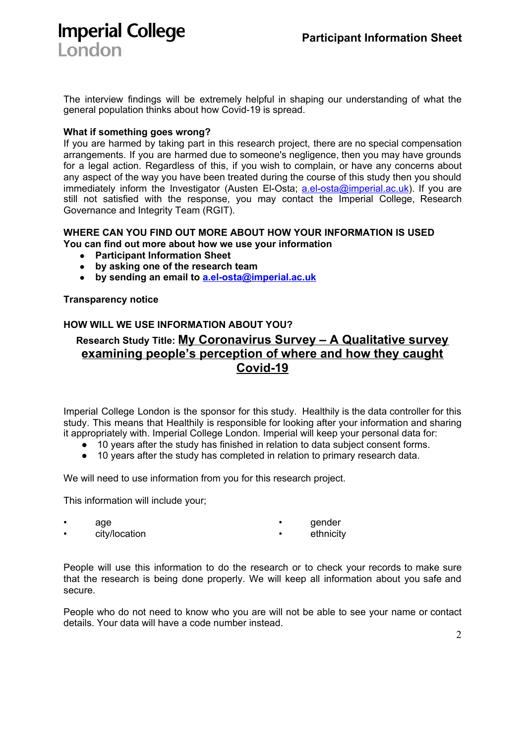The interview findings will be extremely helpful in shaping our understanding of what the general population thinks about how Covid-19 is spread.

**What if something goes wrong?**

If you are harmed by taking part in this research project, there are no special compensation arrangements. If you are harmed due to someone's negligence, then you may have grounds for a legal action. Regardless of this, if you wish to complain, or have any concerns about any aspect of the way you have been treated during the course of this study then you should immediately inform the Investigator (Austen El-Osta; a.el-osta@imperial.ac.uk). If you are still not satisfied with the response, you may contact the Imperial College, Research Governance and Integrity Team (RGIT).

**WHERE CAN YOU FIND OUT MORE ABOUT HOW YOUR INFORMATION IS USED**
**You can find out more about how we use your information**

- **Participant Information Sheet**
- **by asking one of the research team**
- **by sending an email to a.el-osta@imperial.ac.uk**

**Transparency notice**

**HOW WILL WE USE INFORMATION ABOUT YOU?**

**Research Study Title: My Coronavirus Survey – A Qualitative survey examining people's perception of where and how they caught Covid-19**

Imperial College London is the sponsor for this study. Healthily is the data controller for this study. This means that Healthily is responsible for looking after your information and sharing it appropriately with. Imperial College London. Imperial will keep your personal data for:

- 10 years after the study has finished in relation to data subject consent forms.
- 10 years after the study has completed in relation to primary research data.

We will need to use information from you for this research project.

This information will include your;

- age
- city/location
- gender
- ethnicity

People will use this information to do the research or to check your records to make sure that the research is being done properly. We will keep all information about you safe and secure.

People who do not need to know who you are will not be able to see your name or contact details. Your data will have a code number instead.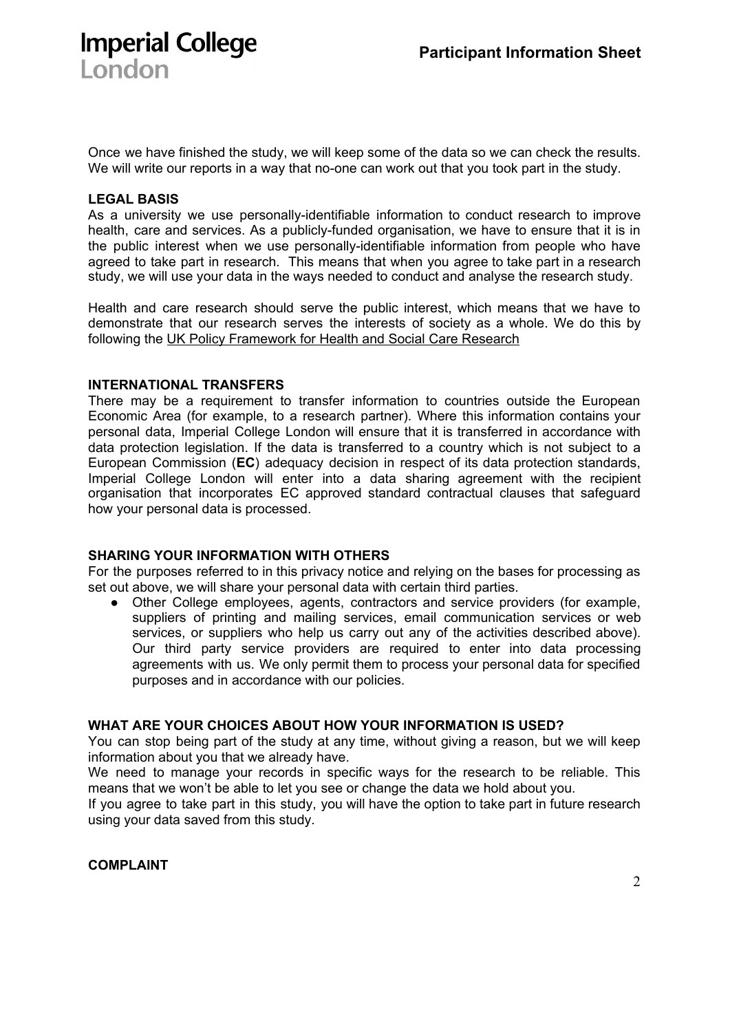Once we have finished the study, we will keep some of the data so we can check the results. We will write our reports in a way that no-one can work out that you took part in the study.

**LEGAL BASIS**

As a university we use personally-identifiable information to conduct research to improve health, care and services. As a publicly-funded organisation, we have to ensure that it is in the public interest when we use personally-identifiable information from people who have agreed to take part in research. This means that when you agree to take part in a research study, we will use your data in the ways needed to conduct and analyse the research study.

Health and care research should serve the public interest, which means that we have to demonstrate that our research serves the interests of society as a whole. We do this by following the UK Policy Framework for Health and Social Care Research

**INTERNATIONAL TRANSFERS**

There may be a requirement to transfer information to countries outside the European Economic Area (for example, to a research partner). Where this information contains your personal data, Imperial College London will ensure that it is transferred in accordance with data protection legislation. If the data is transferred to a country which is not subject to a European Commission (**EC**) adequacy decision in respect of its data protection standards, Imperial College London will enter into a data sharing agreement with the recipient organisation that incorporates EC approved standard contractual clauses that safeguard how your personal data is processed.

**SHARING YOUR INFORMATION WITH OTHERS**

For the purposes referred to in this privacy notice and relying on the bases for processing as set out above, we will share your personal data with certain third parties.

- Other College employees, agents, contractors and service providers (for example, suppliers of printing and mailing services, email communication services or web services, or suppliers who help us carry out any of the activities described above). Our third party service providers are required to enter into data processing agreements with us. We only permit them to process your personal data for specified purposes and in accordance with our policies.

**WHAT ARE YOUR CHOICES ABOUT HOW YOUR INFORMATION IS USED?**

You can stop being part of the study at any time, without giving a reason, but we will keep information about you that we already have.

We need to manage your records in specific ways for the research to be reliable. This means that we won't be able to let you see or change the data we hold about you.

If you agree to take part in this study, you will have the option to take part in future research using your data saved from this study.

**COMPLAINT**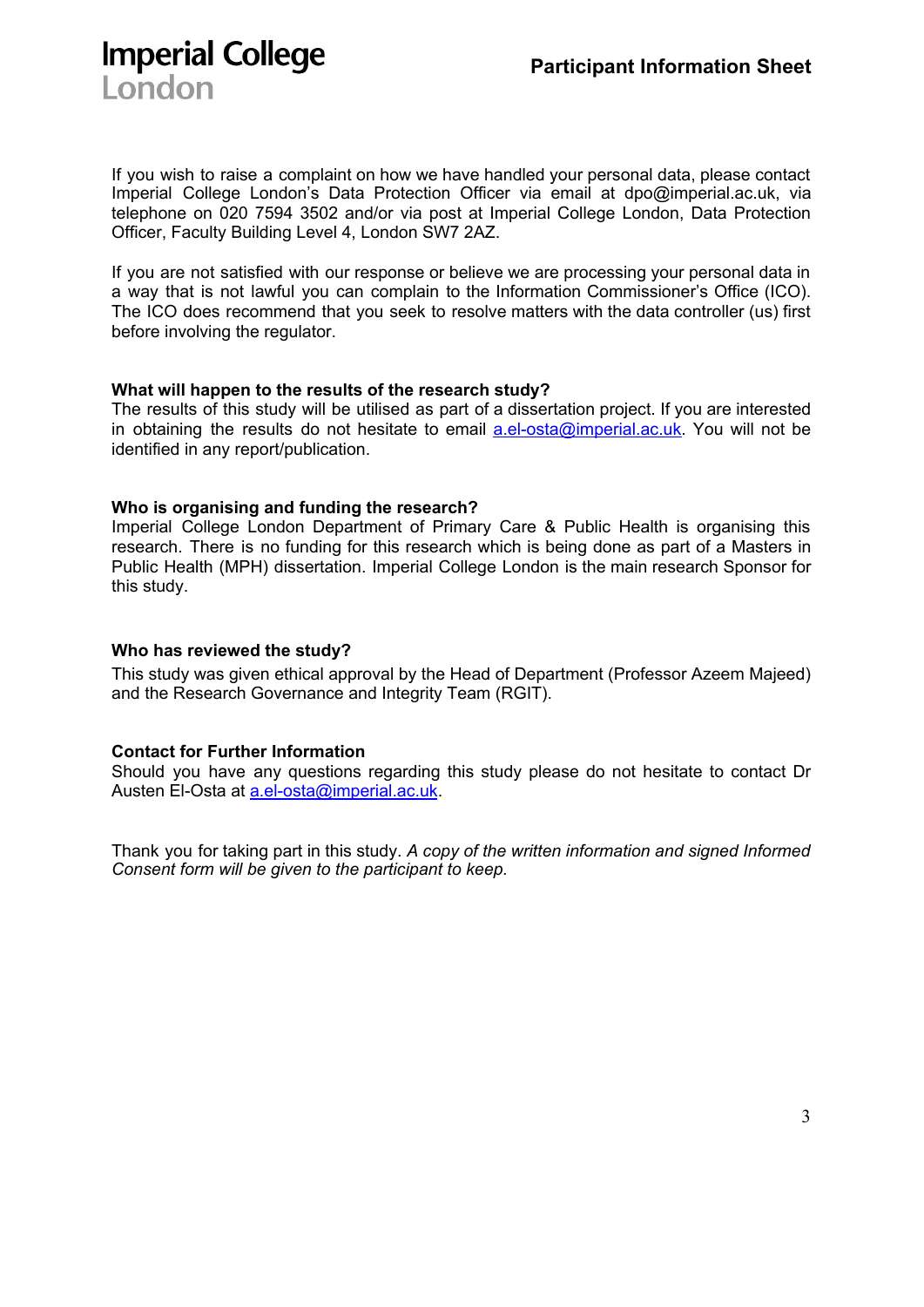If you wish to raise a complaint on how we have handled your personal data, please contact Imperial College London's Data Protection Officer via email at dpo@imperial.ac.uk, via telephone on 020 7594 3502 and/or via post at Imperial College London, Data Protection Officer, Faculty Building Level 4, London SW7 2AZ.

If you are not satisfied with our response or believe we are processing your personal data in a way that is not lawful you can complain to the Information Commissioner's Office (ICO). The ICO does recommend that you seek to resolve matters with the data controller (us) first before involving the regulator.

**What will happen to the results of the research study?**

The results of this study will be utilised as part of a dissertation project. If you are interested in obtaining the results do not hesitate to email a.el-osta@imperial.ac.uk. You will not be identified in any report/publication.

**Who is organising and funding the research?**

Imperial College London Department of Primary Care & Public Health is organising this research. There is no funding for this research which is being done as part of a Masters in Public Health (MPH) dissertation. Imperial College London is the main research Sponsor for this study.

**Who has reviewed the study?**

This study was given ethical approval by the Head of Department (Professor Azeem Majeed) and the Research Governance and Integrity Team (RGIT).

**Contact for Further Information**

Should you have any questions regarding this study please do not hesitate to contact Dr Austen El-Osta at a.el-osta@imperial.ac.uk.

Thank you for taking part in this study. *A copy of the written information and signed Informed Consent form will be given to the participant to keep.*